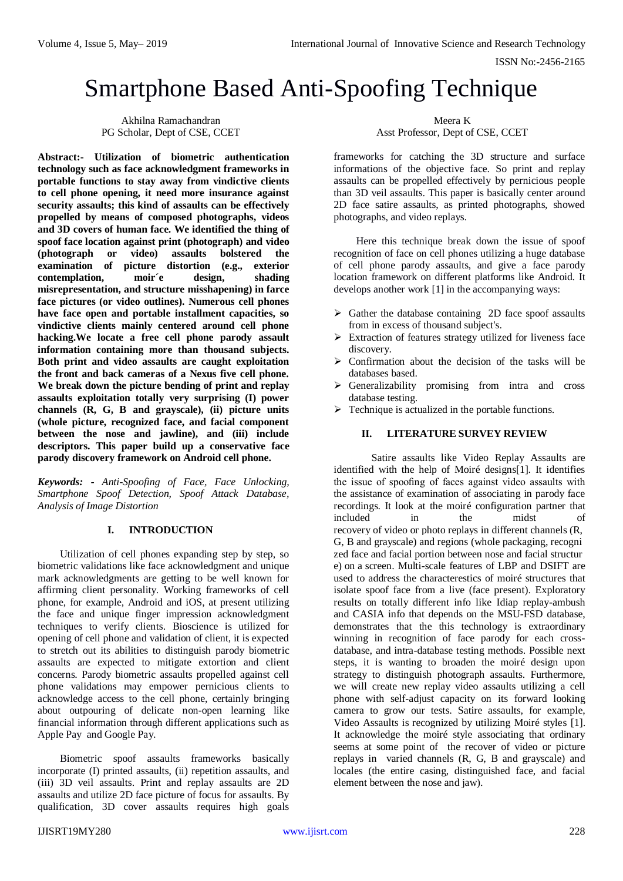# Smartphone Based Anti-Spoofing Technique

Akhilna Ramachandran
PG Scholar, Dept of CSE, CCET

Meera K
Asst Professor, Dept of CSE, CCET

**Abstract:- Utilization of biometric authentication technology such as face acknowledgment frameworks in portable functions to stay away from vindictive clients to cell phone opening, it need more insurance against security assaults; this kind of assaults can be effectively propelled by means of composed photographs, videos and 3D covers of human face. We identified the thing of spoof face location against print (photograph) and video (photograph or video) assaults bolstered the examination of picture distortion (e.g., exterior contemplation, moir´e design, shading misrepresentation, and structure misshapening) in farce face pictures (or video outlines). Numerous cell phones have face open and portable installment capacities, so vindictive clients mainly centered around cell phone hacking.We locate a free cell phone parody assault information containing more than thousand subjects. Both print and video assaults are caught exploitation the front and back cameras of a Nexus five cell phone. We break down the picture bending of print and replay assaults exploitation totally very surprising (I) power channels (R, G, B and grayscale), (ii) picture units (whole picture, recognized face, and facial component between the nose and jawline), and (iii) include descriptors. This paper build up a conservative face parody discovery framework on Android cell phone.**

***Keywords:*** *- Anti-Spoofing of Face, Face Unlocking, Smartphone Spoof Detection, Spoof Attack Database, Analysis of Image Distortion*

## I. INTRODUCTION

Utilization of cell phones expanding step by step, so biometric validations like face acknowledgment and unique mark acknowledgments are getting to be well known for affirming client personality. Working frameworks of cell phone, for example, Android and iOS, at present utilizing the face and unique finger impression acknowledgment techniques to verify clients. Bioscience is utilized for opening of cell phone and validation of client, it is expected to stretch out its abilities to distinguish parody biometric assaults are expected to mitigate extortion and client concerns. Parody biometric assaults propelled against cell phone validations may empower pernicious clients to acknowledge access to the cell phone, certainly bringing about outpouring of delicate non-open learning like financial information through different applications such as Apple Pay and Google Pay.

Biometric spoof assaults frameworks basically incorporate (I) printed assaults, (ii) repetition assaults, and (iii) 3D veil assaults. Print and replay assaults are 2D assaults and utilize 2D face picture of focus for assaults. By qualification, 3D cover assaults requires high goals frameworks for catching the 3D structure and surface informations of the objective face. So print and replay assaults can be propelled effectively by pernicious people than 3D veil assaults. This paper is basically center around 2D face satire assaults, as printed photographs, showed photographs, and video replays.

Here this technique break down the issue of spoof recognition of face on cell phones utilizing a huge database of cell phone parody assaults, and give a face parody location framework on different platforms like Android. It develops another work [1] in the accompanying ways:

- Gather the database containing 2D face spoof assaults from in excess of thousand subject's.
- Extraction of features strategy utilized for liveness face discovery.
- Confirmation about the decision of the tasks will be databases based.
- Generalizability promising from intra and cross database testing.
- Technique is actualized in the portable functions.

## II. LITERATURE SURVEY REVIEW

Satire assaults like Video Replay Assaults are identified with the help of Moiré designs[1]. It identifies the issue of spoofing of faces against video assaults with the assistance of examination of associating in parody face recordings. It look at the moiré configuration partner that included in the midst of recovery of video or photo replays in different channels (R, G, B and grayscale) and regions (whole packaging, recogni zed face and facial portion between nose and facial structur e) on a screen. Multi-scale features of LBP and DSIFT are used to address the characterestics of moiré structures that isolate spoof face from a live (face present). Exploratory results on totally different info like Idiap replay-ambush and CASIA info that depends on the MSU-FSD database, demonstrates that the this technology is extraordinary winning in recognition of face parody for each cross-database, and intra-database testing methods. Possible next steps, it is wanting to broaden the moiré design upon strategy to distinguish photograph assaults. Furthermore, we will create new replay video assaults utilizing a cell phone with self-adjust capacity on its forward looking camera to grow our tests. Satire assaults, for example, Video Assaults is recognized by utilizing Moiré styles [1]. It acknowledge the moiré style associating that ordinary seems at some point of the recover of video or picture replays in varied channels (R, G, B and grayscale) and locales (the entire casing, distinguished face, and facial element between the nose and jaw).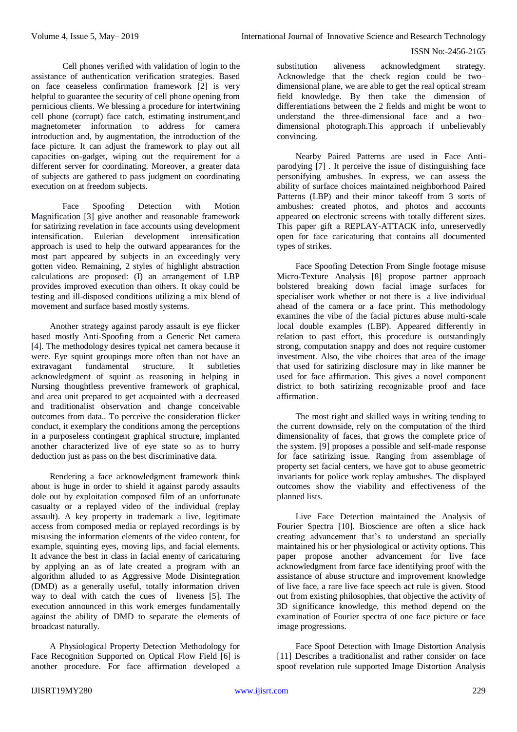Cell phones verified with validation of login to the assistance of authentication verification strategies. Based on face ceaseless confirmation framework [2] is very helpful to guarantee the security of cell phone opening from pernicious clients. We blessing a procedure for intertwining cell phone (corrupt) face catch, estimating instrument,and magnetometer information to address for camera introduction and, by augmentation, the introduction of the face picture. It can adjust the framework to play out all capacities on-gadget, wiping out the requirement for a different server for coordinating. Moreover, a greater data of subjects are gathered to pass judgment on coordinating execution on at freedom subjects.

Face Spoofing Detection with Motion Magnification [3] give another and reasonable framework for satirizing revelation in face accounts using development intensification. Eulerian development intensification approach is used to help the outward appearances for the most part appeared by subjects in an exceedingly very gotten video. Remaining, 2 styles of highlight abstraction calculations are proposed: (I) an arrangement of LBP provides improved execution than others. It okay could be testing and ill-disposed conditions utilizing a mix blend of movement and surface based mostly systems.

Another strategy against parody assault is eye flicker based mostly Anti-Spoofing from a Generic Net camera [4]. The methodology desires typical net camera because it were. Eye squint groupings more often than not have an extravagant fundamental structure. It subtleties acknowledgment of squint as reasoning in helping in Nursing thoughtless preventive framework of graphical, and area unit prepared to get acquainted with a decreased and traditionalist observation and change conceivable outcomes from data.. To perceive the consideration flicker conduct, it exemplary the conditions among the perceptions in a purposeless contingent graphical structure, implanted another characterized live of eye state so as to hurry deduction just as pass on the best discriminative data.

Rendering a face acknowledgment framework think about is huge in order to shield it against parody assaults dole out by exploitation composed film of an unfortunate casualty or a replayed video of the individual (replay assault). A key property in trademark a live, legitimate access from composed media or replayed recordings is by misusing the information elements of the video content, for example, squinting eyes, moving lips, and facial elements. It advance the best in class in facial enemy of caricaturing by applying an as of late created a program with an algorithm alluded to as Aggressive Mode Disintegration (DMD) as a generally useful, totally information driven way to deal with catch the cues of liveness [5]. The execution announced in this work emerges fundamentally against the ability of DMD to separate the elements of broadcast naturally.

A Physiological Property Detection Methodology for Face Recognition Supported on Optical Flow Field [6] is another procedure. For face affirmation developed a substitution aliveness acknowledgment strategy. Acknowledge that the check region could be two–dimensional plane, we are able to get the real optical stream field knowledge. By then take the dimension of differentiations between the 2 fields and might be wont to understand the three-dimensional face and a two–dimensional photograph.This approach if unbelievably convincing.

Nearby Paired Patterns are used in Face Anti-parodying [7] . It perceive the issue of distinguishing face personifying ambushes. In express, we can assess the ability of surface choices maintained neighborhood Paired Patterns (LBP) and their minor takeoff from 3 sorts of ambushes: created photos, and photos and accounts appeared on electronic screens with totally different sizes. This paper gift a REPLAY-ATTACK info, unreservedly open for face caricaturing that contains all documented types of strikes.

Face Spoofing Detection From Single footage misuse Micro-Texture Analysis [8] propose partner approach bolstered breaking down facial image surfaces for specialiser work whether or not there is a live individual ahead of the camera or a face print. This methodology examines the vibe of the facial pictures abuse multi-scale local double examples (LBP). Appeared differently in relation to past effort, this procedure is outstandingly strong, computation snappy and does not require customer investment. Also, the vibe choices that area of the image that used for satirizing disclosure may in like manner be used for face affirmation. This gives a novel component district to both satirizing recognizable proof and face affirmation.

The most right and skilled ways in writing tending to the current downside, rely on the computation of the third dimensionality of faces, that grows the complete price of the system. [9] proposes a possible and self-made response for face satirizing issue. Ranging from assemblage of property set facial centers, we have got to abuse geometric invariants for police work replay ambushes. The displayed outcomes show the viability and effectiveness of the planned lists.

Live Face Detection maintained the Analysis of Fourier Spectra [10]. Bioscience are often a slice hack creating advancement that's to understand an specially maintained his or her physiological or activity options. This paper propose another advancement for live face acknowledgment from farce face identifying proof with the assistance of abuse structure and improvement knowledge of live face, a rare live face speech act rule is given. Stood out from existing philosophies, that objective the activity of 3D significance knowledge, this method depend on the examination of Fourier spectra of one face picture or face image progressions.

Face Spoof Detection with Image Distortion Analysis [11] Describes a traditionalist and rather consider on face spoof revelation rule supported Image Distortion Analysis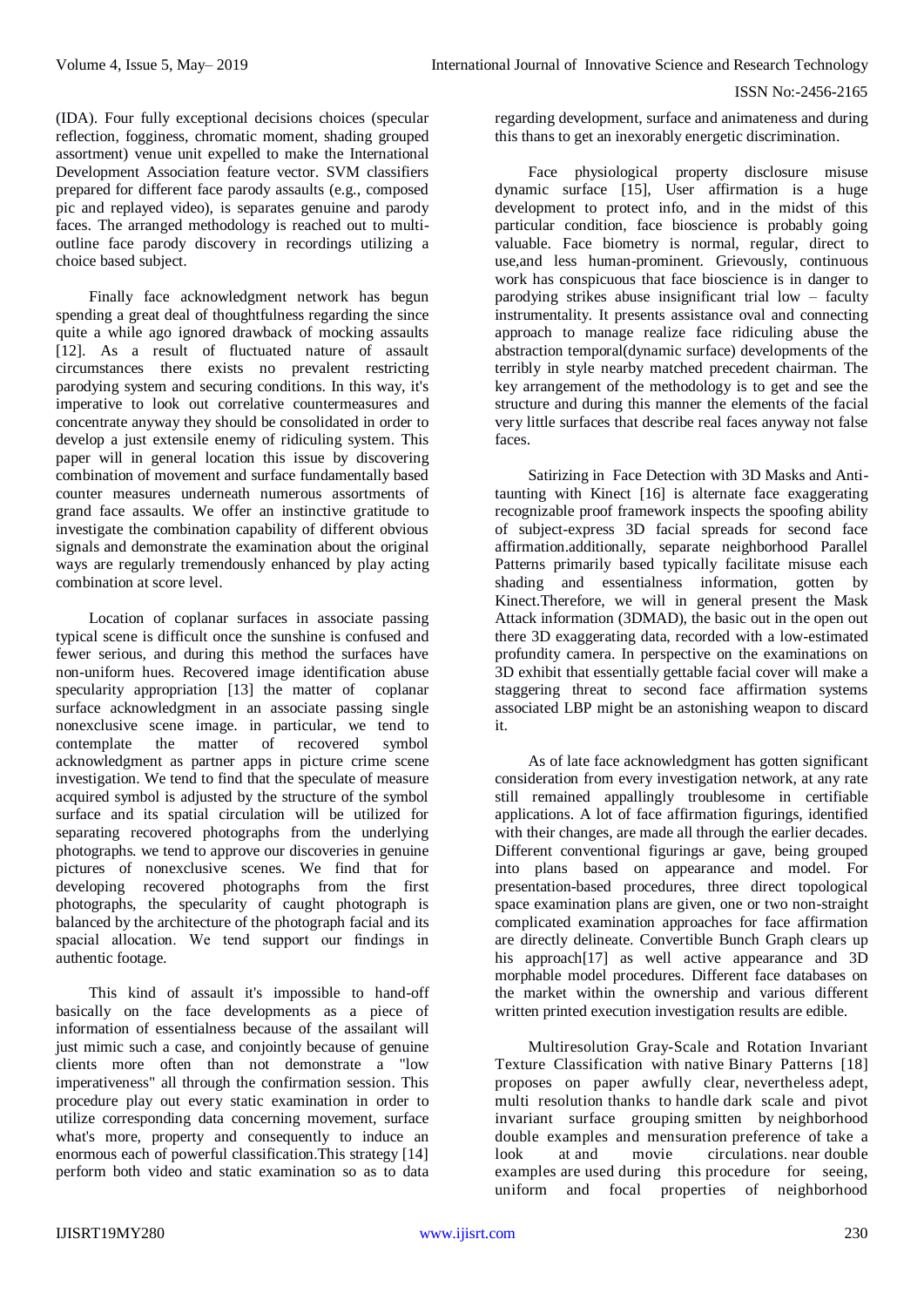(IDA). Four fully exceptional decisions choices (specular reflection, fogginess, chromatic moment, shading grouped assortment) venue unit expelled to make the International Development Association feature vector. SVM classifiers prepared for different face parody assaults (e.g., composed pic and replayed video), is separates genuine and parody faces. The arranged methodology is reached out to multi-outline face parody discovery in recordings utilizing a choice based subject.

Finally face acknowledgment network has begun spending a great deal of thoughtfulness regarding the since quite a while ago ignored drawback of mocking assaults [12]. As a result of fluctuated nature of assault circumstances there exists no prevalent restricting parodying system and securing conditions. In this way, it's imperative to look out correlative countermeasures and concentrate anyway they should be consolidated in order to develop a just extensile enemy of ridiculing system. This paper will in general location this issue by discovering combination of movement and surface fundamentally based counter measures underneath numerous assortments of grand face assaults. We offer an instinctive gratitude to investigate the combination capability of different obvious signals and demonstrate the examination about the original ways are regularly tremendously enhanced by play acting combination at score level.

Location of coplanar surfaces in associate passing typical scene is difficult once the sunshine is confused and fewer serious, and during this method the surfaces have non-uniform hues. Recovered image identification abuse specularity appropriation [13] the matter of coplanar surface acknowledgment in an associate passing single nonexclusive scene image. in particular, we tend to contemplate the matter of recovered symbol acknowledgment as partner apps in picture crime scene investigation. We tend to find that the speculate of measure acquired symbol is adjusted by the structure of the symbol surface and its spatial circulation will be utilized for separating recovered photographs from the underlying photographs. we tend to approve our discoveries in genuine pictures of nonexclusive scenes. We find that for developing recovered photographs from the first photographs, the specularity of caught photograph is balanced by the architecture of the photograph facial and its spacial allocation. We tend support our findings in authentic footage.

This kind of assault it's impossible to hand-off basically on the face developments as a piece of information of essentialness because of the assailant will just mimic such a case, and conjointly because of genuine clients more often than not demonstrate a "low imperativeness" all through the confirmation session. This procedure play out every static examination in order to utilize corresponding data concerning movement, surface what's more, property and consequently to induce an enormous each of powerful classification.This strategy [14] perform both video and static examination so as to data regarding development, surface and animateness and during this thans to get an inexorably energetic discrimination.

Face physiological property disclosure misuse dynamic surface [15], User affirmation is a huge development to protect info, and in the midst of this particular condition, face bioscience is probably going valuable. Face biometry is normal, regular, direct to use,and less human-prominent. Grievously, continuous work has conspicuous that face bioscience is in danger to parodying strikes abuse insignificant trial low – faculty instrumentality. It presents assistance oval and connecting approach to manage realize face ridiculing abuse the abstraction temporal(dynamic surface) developments of the terribly in style nearby matched precedent chairman. The key arrangement of the methodology is to get and see the structure and during this manner the elements of the facial very little surfaces that describe real faces anyway not false faces.

Satirizing in Face Detection with 3D Masks and Anti-taunting with Kinect [16] is alternate face exaggerating recognizable proof framework inspects the spoofing ability of subject-express 3D facial spreads for second face affirmation.additionally, separate neighborhood Parallel Patterns primarily based typically facilitate misuse each shading and essentialness information, gotten by Kinect.Therefore, we will in general present the Mask Attack information (3DMAD), the basic out in the open out there 3D exaggerating data, recorded with a low-estimated profundity camera. In perspective on the examinations on 3D exhibit that essentially gettable facial cover will make a staggering threat to second face affirmation systems associated LBP might be an astonishing weapon to discard it.

As of late face acknowledgment has gotten significant consideration from every investigation network, at any rate still remained appallingly troublesome in certifiable applications. A lot of face affirmation figurings, identified with their changes, are made all through the earlier decades. Different conventional figurings ar gave, being grouped into plans based on appearance and model. For presentation-based procedures, three direct topological space examination plans are given, one or two non-straight complicated examination approaches for face affirmation are directly delineate. Convertible Bunch Graph clears up his approach[17] as well active appearance and 3D morphable model procedures. Different face databases on the market within the ownership and various different written printed execution investigation results are edible.

Multiresolution Gray-Scale and Rotation Invariant Texture Classification with native Binary Patterns [18] proposes on paper awfully clear, nevertheless adept, multi resolution thanks to handle dark scale and pivot invariant surface grouping smitten by neighborhood double examples and mensuration preference of take a look at and movie circulations. near double examples are used during this procedure for seeing, uniform and focal properties of neighborhood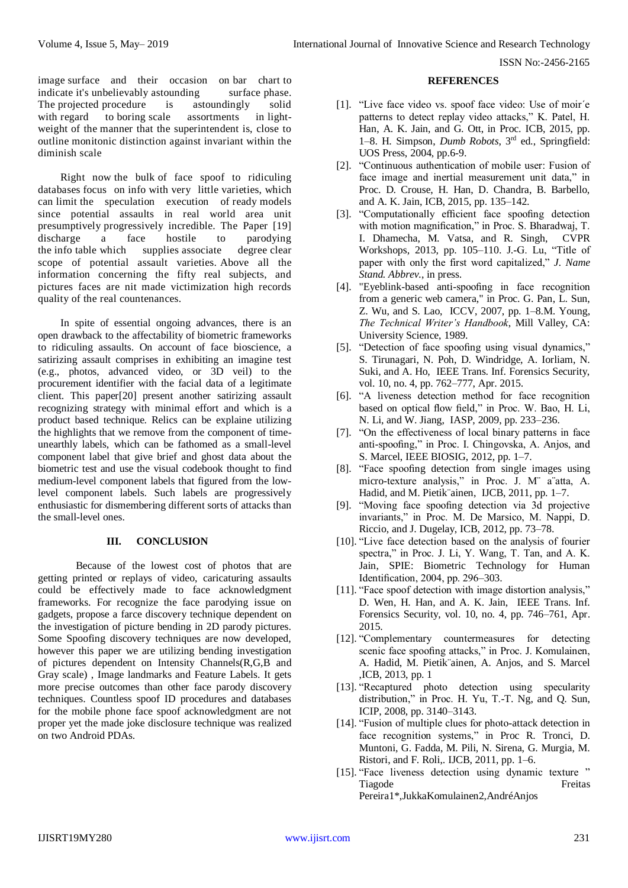image surface and their occasion on bar chart to indicate it's unbelievably astounding surface phase. The projected procedure is astoundingly solid with regard to boring scale assortments in light-weight of the manner that the superintendent is, close to outline monitonic distinction against invariant within the diminish scale

Right now the bulk of face spoof to ridiculing databases focus on info with very little varieties, which can limit the speculation execution of ready models since potential assaults in real world area unit presumptively progressively incredible. The Paper [19] discharge a face hostile to parodying the info table which supplies associate degree clear scope of potential assault varieties. Above all the information concerning the fifty real subjects, and pictures faces are nit made victimization high records quality of the real countenances.

In spite of essential ongoing advances, there is an open drawback to the affectability of biometric frameworks to ridiculing assaults. On account of face bioscience, a satirizing assault comprises in exhibiting an imagine test (e.g., photos, advanced video, or 3D veil) to the procurement identifier with the facial data of a legitimate client. This paper[20] present another satirizing assault recognizing strategy with minimal effort and which is a product based technique. Relics can be explaine utilizing the highlights that we remove from the component of time-unearthly labels, which can be fathomed as a small-level component label that give brief and ghost data about the biometric test and use the visual codebook thought to find medium-level component labels that figured from the low-level component labels. Such labels are progressively enthusiastic for dismembering different sorts of attacks than the small-level ones.

## III. CONCLUSION

Because of the lowest cost of photos that are getting printed or replays of video, caricaturing assaults could be effectively made to face acknowledgment frameworks. For recognize the face parodying issue on gadgets, propose a farce discovery technique dependent on the investigation of picture bending in 2D parody pictures. Some Spoofing discovery techniques are now developed, however this paper we are utilizing bending investigation of pictures dependent on Intensity Channels(R,G,B and Gray scale) , Image landmarks and Feature Labels. It gets more precise outcomes than other face parody discovery techniques. Countless spoof ID procedures and databases for the mobile phone face spoof acknowledgment are not proper yet the made joke disclosure technique was realized on two Android PDAs.

## REFERENCES

[1]. "Live face video vs. spoof face video: Use of moir´e patterns to detect replay video attacks," K. Patel, H. Han, A. K. Jain, and G. Ott, in Proc. ICB, 2015, pp. 1–8. H. Simpson, *Dumb Robots*, 3rd ed., Springfield: UOS Press, 2004, pp.6-9.

[2]. "Continuous authentication of mobile user: Fusion of face image and inertial measurement unit data," in Proc. D. Crouse, H. Han, D. Chandra, B. Barbello, and A. K. Jain, ICB, 2015, pp. 135–142.

[3]. "Computationally efficient face spoofing detection with motion magnification," in Proc. S. Bharadwaj, T. I. Dhamecha, M. Vatsa, and R. Singh, CVPR Workshops, 2013, pp. 105–110. J.-G. Lu, "Title of paper with only the first word capitalized," *J. Name Stand. Abbrev.*, in press.

[4]. "Eyeblink-based anti-spoofing in face recognition from a generic web camera," in Proc. G. Pan, L. Sun, Z. Wu, and S. Lao, ICCV, 2007, pp. 1–8.M. Young, *The Technical Writer's Handbook*, Mill Valley, CA: University Science, 1989.

[5]. "Detection of face spoofing using visual dynamics," S. Tirunagari, N. Poh, D. Windridge, A. Iorliam, N. Suki, and A. Ho, IEEE Trans. Inf. Forensics Security, vol. 10, no. 4, pp. 762–777, Apr. 2015.

[6]. "A liveness detection method for face recognition based on optical flow field," in Proc. W. Bao, H. Li, N. Li, and W. Jiang, IASP, 2009, pp. 233–236.

[7]. "On the effectiveness of local binary patterns in face anti-spoofing," in Proc. I. Chingovska, A. Anjos, and S. Marcel, IEEE BIOSIG, 2012, pp. 1–7.

[8]. "Face spoofing detection from single images using micro-texture analysis," in Proc. J. M¨ a¨atta, A. Hadid, and M. Pietik¨ainen, IJCB, 2011, pp. 1–7.

[9]. "Moving face spoofing detection via 3d projective invariants," in Proc. M. De Marsico, M. Nappi, D. Riccio, and J. Dugelay, ICB, 2012, pp. 73–78.

[10]. "Live face detection based on the analysis of fourier spectra," in Proc. J. Li, Y. Wang, T. Tan, and A. K. Jain, SPIE: Biometric Technology for Human Identification, 2004, pp. 296–303.

[11]. "Face spoof detection with image distortion analysis," D. Wen, H. Han, and A. K. Jain, IEEE Trans. Inf. Forensics Security, vol. 10, no. 4, pp. 746–761, Apr. 2015.

[12]. "Complementary countermeasures for detecting scenic face spoofing attacks," in Proc. J. Komulainen, A. Hadid, M. Pietik¨ainen, A. Anjos, and S. Marcel ,ICB, 2013, pp. 1

[13]. "Recaptured photo detection using specularity distribution," in Proc. H. Yu, T.-T. Ng, and Q. Sun, ICIP, 2008, pp. 3140–3143.

[14]. "Fusion of multiple clues for photo-attack detection in face recognition systems," in Proc R. Tronci, D. Muntoni, G. Fadda, M. Pili, N. Sirena, G. Murgia, M. Ristori, and F. Roli,. IJCB, 2011, pp. 1–6.

[15]. "Face liveness detection using dynamic texture " Tiagode Freitas Pereira1*,JukkaKomulainen2,AndréAnjos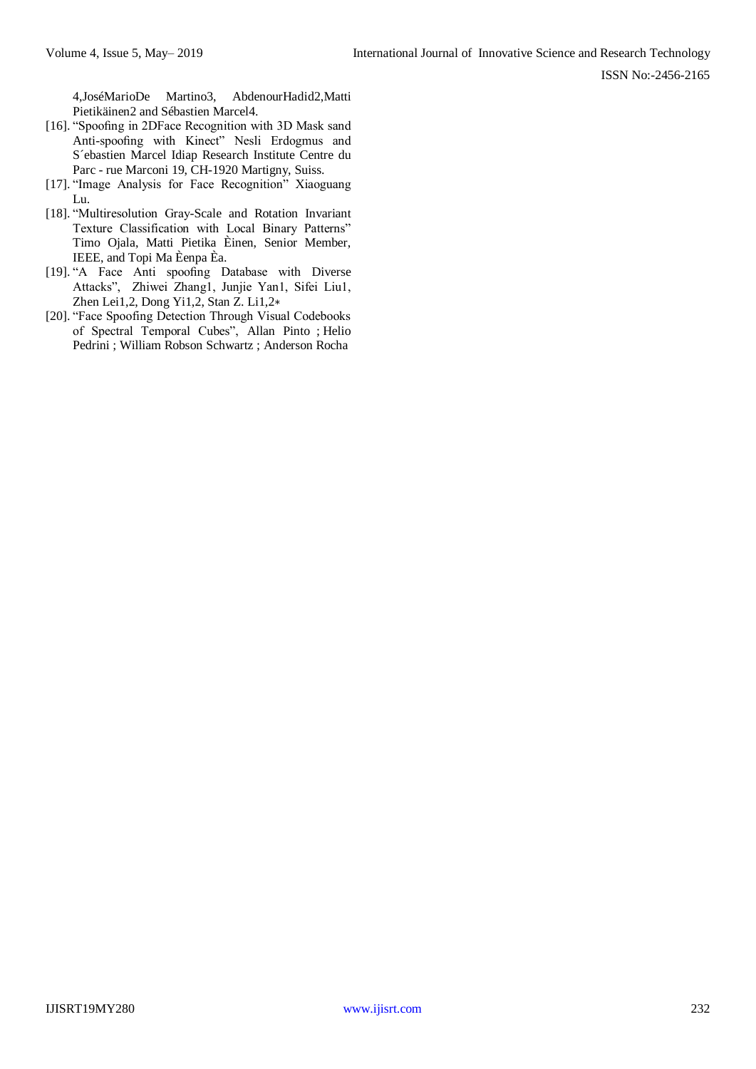4,JoséMarioDe Martino3, AbdenourHadid2,Matti Pietikäinen2 and Sébastien Marcel4.

[16]. "Spoofing in 2DFace Recognition with 3D Mask sand Anti-spoofing with Kinect" Nesli Erdogmus and S´ebastien Marcel Idiap Research Institute Centre du Parc - rue Marconi 19, CH-1920 Martigny, Suiss.

[17]. "Image Analysis for Face Recognition" Xiaoguang Lu.

[18]. "Multiresolution Gray-Scale and Rotation Invariant Texture Classification with Local Binary Patterns" Timo Ojala, Matti Pietika Èinen, Senior Member, IEEE, and Topi Ma Èenpa Èa.

[19]. "A Face Anti spoofing Database with Diverse Attacks", Zhiwei Zhang1, Junjie Yan1, Sifei Liu1, Zhen Lei1,2, Dong Yi1,2, Stan Z. Li1,2∗

[20]. "Face Spoofing Detection Through Visual Codebooks of Spectral Temporal Cubes", Allan Pinto ; Helio Pedrini ; William Robson Schwartz ; Anderson Rocha